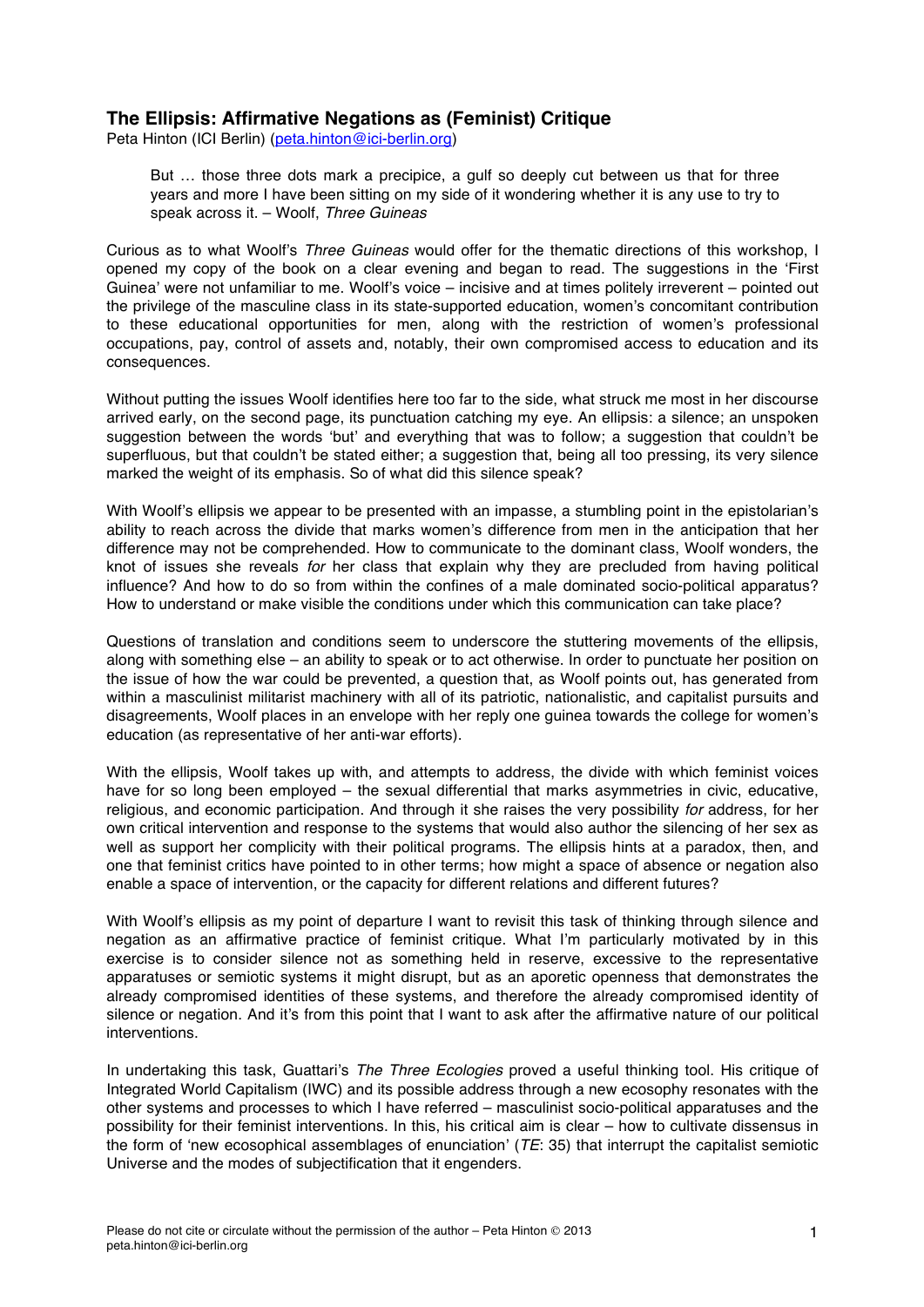## The Ellipsis: Affirmative Negations as (Feminist) Critique

Peta Hinton (ICI Berlin) (peta.hinton@ici-berlin.org)

> But … those three dots mark a precipice, a gulf so deeply cut between us that for three years and more I have been sitting on my side of it wondering whether it is any use to try to speak across it. – Woolf, *Three Guineas*

Curious as to what Woolf's *Three Guineas* would offer for the thematic directions of this workshop, I opened my copy of the book on a clear evening and began to read. The suggestions in the 'First Guinea' were not unfamiliar to me. Woolf's voice – incisive and at times politely irreverent – pointed out the privilege of the masculine class in its state-supported education, women's concomitant contribution to these educational opportunities for men, along with the restriction of women's professional occupations, pay, control of assets and, notably, their own compromised access to education and its consequences.

Without putting the issues Woolf identifies here too far to the side, what struck me most in her discourse arrived early, on the second page, its punctuation catching my eye. An ellipsis: a silence; an unspoken suggestion between the words 'but' and everything that was to follow; a suggestion that couldn't be superfluous, but that couldn't be stated either; a suggestion that, being all too pressing, its very silence marked the weight of its emphasis. So of what did this silence speak?

With Woolf's ellipsis we appear to be presented with an impasse, a stumbling point in the epistolarian's ability to reach across the divide that marks women's difference from men in the anticipation that her difference may not be comprehended. How to communicate to the dominant class, Woolf wonders, the knot of issues she reveals *for* her class that explain why they are precluded from having political influence? And how to do so from within the confines of a male dominated socio-political apparatus? How to understand or make visible the conditions under which this communication can take place?

Questions of translation and conditions seem to underscore the stuttering movements of the ellipsis, along with something else – an ability to speak or to act otherwise. In order to punctuate her position on the issue of how the war could be prevented, a question that, as Woolf points out, has generated from within a masculinist militarist machinery with all of its patriotic, nationalistic, and capitalist pursuits and disagreements, Woolf places in an envelope with her reply one guinea towards the college for women's education (as representative of her anti-war efforts).

With the ellipsis, Woolf takes up with, and attempts to address, the divide with which feminist voices have for so long been employed – the sexual differential that marks asymmetries in civic, educative, religious, and economic participation. And through it she raises the very possibility *for* address, for her own critical intervention and response to the systems that would also author the silencing of her sex as well as support her complicity with their political programs. The ellipsis hints at a paradox, then, and one that feminist critics have pointed to in other terms; how might a space of absence or negation also enable a space of intervention, or the capacity for different relations and different futures?

With Woolf's ellipsis as my point of departure I want to revisit this task of thinking through silence and negation as an affirmative practice of feminist critique. What I'm particularly motivated by in this exercise is to consider silence not as something held in reserve, excessive to the representative apparatuses or semiotic systems it might disrupt, but as an aporetic openness that demonstrates the already compromised identities of these systems, and therefore the already compromised identity of silence or negation. And it's from this point that I want to ask after the affirmative nature of our political interventions.

In undertaking this task, Guattari's *The Three Ecologies* proved a useful thinking tool. His critique of Integrated World Capitalism (IWC) and its possible address through a new ecosophy resonates with the other systems and processes to which I have referred – masculinist socio-political apparatuses and the possibility for their feminist interventions. In this, his critical aim is clear – how to cultivate dissensus in the form of 'new ecosophical assemblages of enunciation' (*TE*: 35) that interrupt the capitalist semiotic Universe and the modes of subjectification that it engenders.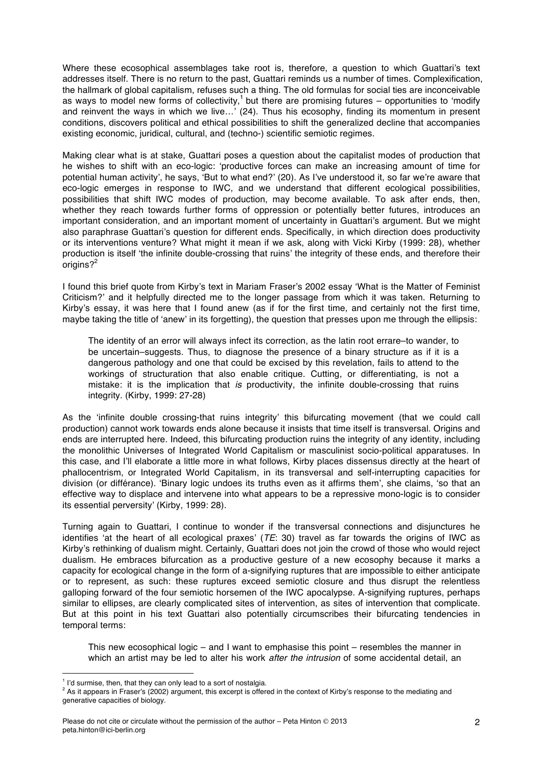Where these ecosophical assemblages take root is, therefore, a question to which Guattari's text addresses itself. There is no return to the past, Guattari reminds us a number of times. Complexification, the hallmark of global capitalism, refuses such a thing. The old formulas for social ties are inconceivable as ways to model new forms of collectivity,[1] but there are promising futures – opportunities to 'modify and reinvent the ways in which we live…' (24). Thus his ecosophy, finding its momentum in present conditions, discovers political and ethical possibilities to shift the generalized decline that accompanies existing economic, juridical, cultural, and (techno-) scientific semiotic regimes.

Making clear what is at stake, Guattari poses a question about the capitalist modes of production that he wishes to shift with an eco-logic: 'productive forces can make an increasing amount of time for potential human activity', he says, 'But to what end?' (20). As I've understood it, so far we're aware that eco-logic emerges in response to IWC, and we understand that different ecological possibilities, possibilities that shift IWC modes of production, may become available. To ask after ends, then, whether they reach towards further forms of oppression or potentially better futures, introduces an important consideration, and an important moment of uncertainty in Guattari's argument. But we might also paraphrase Guattari's question for different ends. Specifically, in which direction does productivity or its interventions venture? What might it mean if we ask, along with Vicki Kirby (1999: 28), whether production is itself 'the infinite double-crossing that ruins' the integrity of these ends, and therefore their origins?[2]

I found this brief quote from Kirby's text in Mariam Fraser's 2002 essay 'What is the Matter of Feminist Criticism?' and it helpfully directed me to the longer passage from which it was taken. Returning to Kirby's essay, it was here that I found anew (as if for the first time, and certainly not the first time, maybe taking the title of 'anew' in its forgetting), the question that presses upon me through the ellipsis:

> The identity of an error will always infect its correction, as the latin root errare–to wander, to be uncertain–suggests. Thus, to diagnose the presence of a binary structure as if it is a dangerous pathology and one that could be excised by this revelation, fails to attend to the workings of structuration that also enable critique. Cutting, or differentiating, is not a mistake: it is the implication that *is* productivity, the infinite double-crossing that ruins integrity. (Kirby, 1999: 27-28)

As the 'infinite double crossing-that ruins integrity' this bifurcating movement (that we could call production) cannot work towards ends alone because it insists that time itself is transversal. Origins and ends are interrupted here. Indeed, this bifurcating production ruins the integrity of any identity, including the monolithic Universes of Integrated World Capitalism or masculinist socio-political apparatuses. In this case, and I'll elaborate a little more in what follows, Kirby places dissensus directly at the heart of phallocentrism, or Integrated World Capitalism, in its transversal and self-interrupting capacities for division (or différance). 'Binary logic undoes its truths even as it affirms them', she claims, 'so that an effective way to displace and intervene into what appears to be a repressive mono-logic is to consider its essential perversity' (Kirby, 1999: 28).

Turning again to Guattari, I continue to wonder if the transversal connections and disjunctures he identifies 'at the heart of all ecological praxes' (*TE*: 30) travel as far towards the origins of IWC as Kirby's rethinking of dualism might. Certainly, Guattari does not join the crowd of those who would reject dualism. He embraces bifurcation as a productive gesture of a new ecosophy because it marks a capacity for ecological change in the form of a-signifying ruptures that are impossible to either anticipate or to represent, as such: these ruptures exceed semiotic closure and thus disrupt the relentless galloping forward of the four semiotic horsemen of the IWC apocalypse. A-signifying ruptures, perhaps similar to ellipses, are clearly complicated sites of intervention, as sites of intervention that complicate. But at this point in his text Guattari also potentially circumscribes their bifurcating tendencies in temporal terms:

> This new ecosophical logic – and I want to emphasise this point – resembles the manner in which an artist may be led to alter his work *after the intrusion* of some accidental detail, an

[1] I'd surmise, then, that they can only lead to a sort of nostalgia.

[2] As it appears in Fraser's (2002) argument, this excerpt is offered in the context of Kirby's response to the mediating and generative capacities of biology.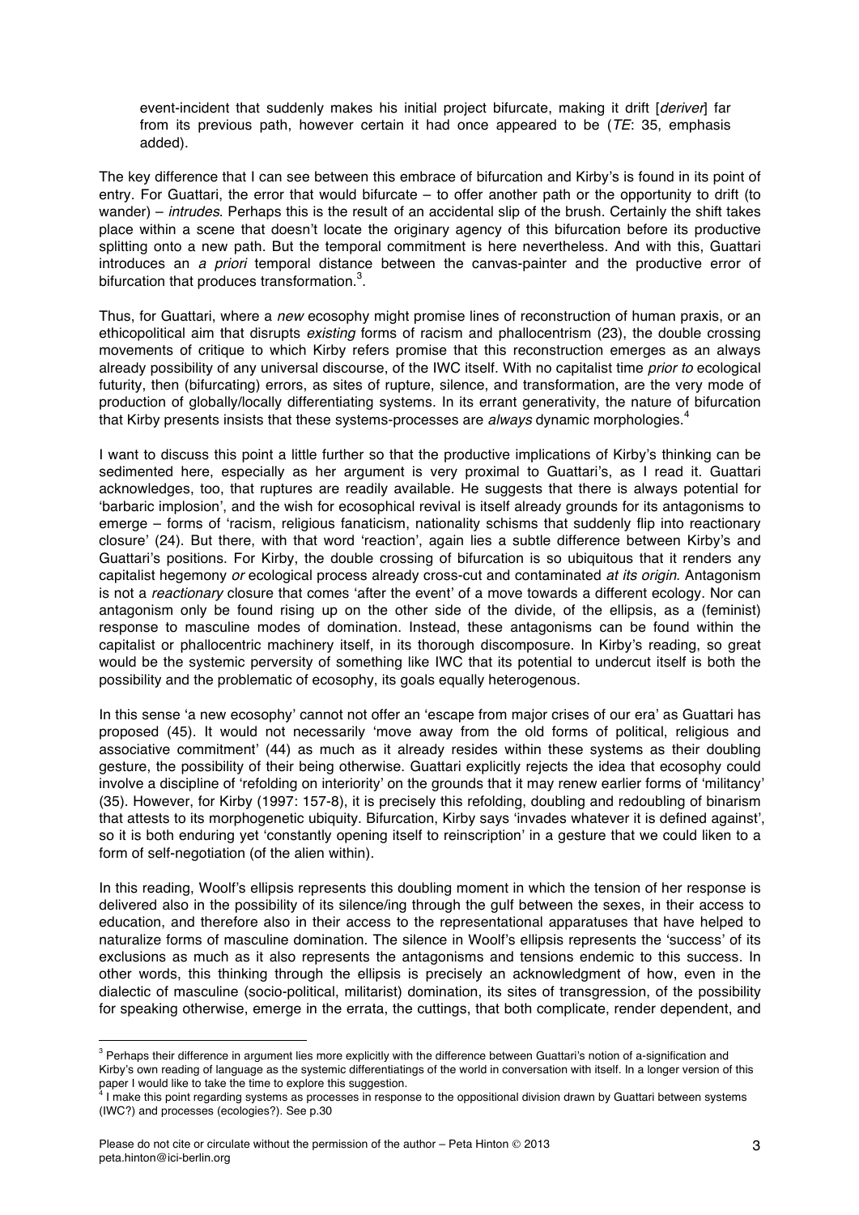> event-incident that suddenly makes his initial project bifurcate, making it drift [*deriver*] far from its previous path, however certain it had once appeared to be (*TE*: 35, emphasis added).

The key difference that I can see between this embrace of bifurcation and Kirby's is found in its point of entry. For Guattari, the error that would bifurcate – to offer another path or the opportunity to drift (to wander) – *intrudes*. Perhaps this is the result of an accidental slip of the brush. Certainly the shift takes place within a scene that doesn't locate the originary agency of this bifurcation before its productive splitting onto a new path. But the temporal commitment is here nevertheless. And with this, Guattari introduces an *a priori* temporal distance between the canvas-painter and the productive error of bifurcation that produces transformation.[3].

Thus, for Guattari, where a *new* ecosophy might promise lines of reconstruction of human praxis, or an ethicopolitical aim that disrupts *existing* forms of racism and phallocentrism (23), the double crossing movements of critique to which Kirby refers promise that this reconstruction emerges as an always already possibility of any universal discourse, of the IWC itself. With no capitalist time *prior to* ecological futurity, then (bifurcating) errors, as sites of rupture, silence, and transformation, are the very mode of production of globally/locally differentiating systems. In its errant generativity, the nature of bifurcation that Kirby presents insists that these systems-processes are *always* dynamic morphologies.[4]

I want to discuss this point a little further so that the productive implications of Kirby's thinking can be sedimented here, especially as her argument is very proximal to Guattari's, as I read it. Guattari acknowledges, too, that ruptures are readily available. He suggests that there is always potential for 'barbaric implosion', and the wish for ecosophical revival is itself already grounds for its antagonisms to emerge – forms of 'racism, religious fanaticism, nationality schisms that suddenly flip into reactionary closure' (24). But there, with that word 'reaction', again lies a subtle difference between Kirby's and Guattari's positions. For Kirby, the double crossings of bifurcation is so ubiquitous that it renders any capitalist hegemony *or* ecological process already cross-cut and contaminated *at its origin*. Antagonism is not a *reactionary* closure that comes 'after the event' of a move towards a different ecology. Nor can antagonism only be found rising up on the other side of the divide, of the ellipsis, as a (feminist) response to masculine modes of domination. Instead, these antagonisms can be found within the capitalist or phallocentric machinery itself, in its thorough discomposure. In Kirby's reading, so great would be the systemic perversity of something like IWC that its potential to undercut itself is both the possibility and the problematic of ecosophy, its goals equally heterogenous.

In this sense 'a new ecosophy' cannot not offer an 'escape from major crises of our era' as Guattari has proposed (45). It would not necessarily 'move away from the old forms of political, religious and associative commitment' (44) as much as it already resides within these systems as their doubling gesture, the possibility of their being otherwise. Guattari explicitly rejects the idea that ecosophy could involve a discipline of 'refolding on interiority' on the grounds that it may renew earlier forms of 'militancy' (35). However, for Kirby (1997: 157-8), it is precisely this refolding, doubling and redoubling of binarism that attests to its morphogenetic ubiquity. Bifurcation, Kirby says 'invades whatever it is defined against', so it is both enduring yet 'constantly opening itself to reinscription' in a gesture that we could liken to a form of self-negotiation (of the alien within).

In this reading, Woolf's ellipsis represents this doubling moment in which the tension of her response is delivered also in the possibility of its silence/ing through the gulf between the sexes, in their access to education, and therefore also in their access to the representational apparatuses that have helped to naturalize forms of masculine domination. The silence in Woolf's ellipsis represents the 'success' of its exclusions as much as it also represents the antagonisms and tensions endemic to this success. In other words, this thinking through the ellipsis is precisely an acknowledgment of how, even in the dialectic of masculine (socio-political, militarist) domination, its sites of transgression, of the possibility for speaking otherwise, emerge in the errata, the cuttings, that both complicate, render dependent, and

---

[3] Perhaps their difference in argument lies more explicitly with the difference between Guattari's notion of a-signification and Kirby's own reading of language as the systemic differentiatings of the world in conversation with itself. In a longer version of this paper I would like to take the time to explore this suggestion.

[4] I make this point regarding systems as processes in response to the oppositional division drawn by Guattari between systems (IWC?) and processes (ecologies?). See p.30

Please do not cite or circulate without the permission of the author – Peta Hinton © 2013
peta.hinton@ici-berlin.org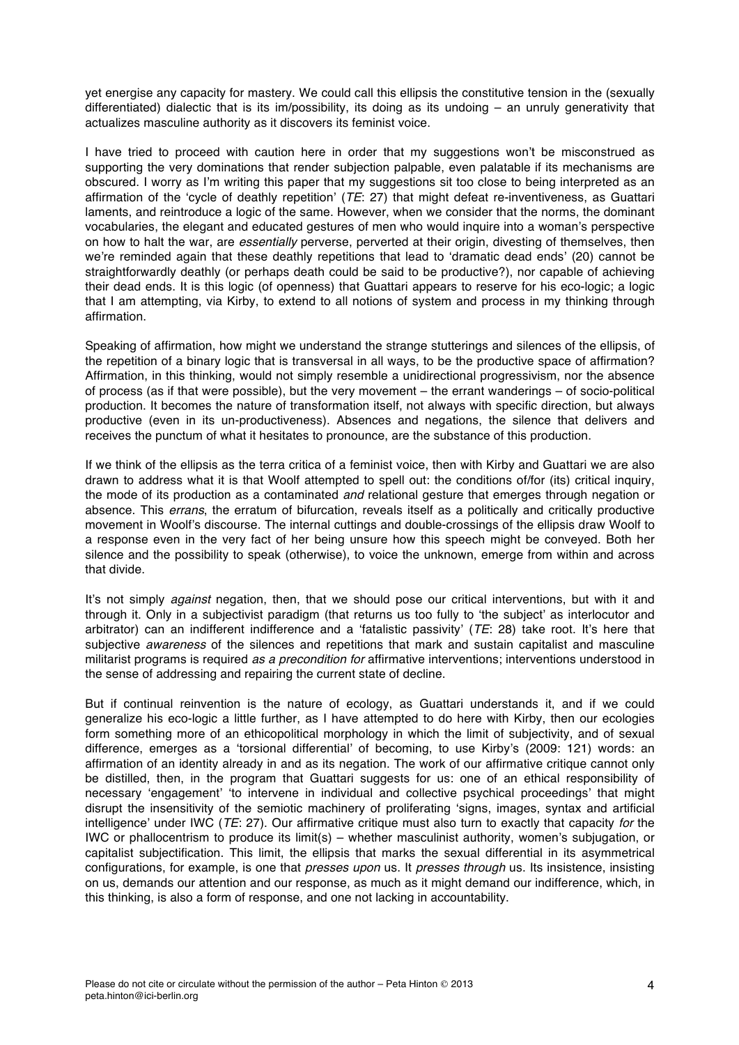yet energise any capacity for mastery. We could call this ellipsis the constitutive tension in the (sexually differentiated) dialectic that is its im/possibility, its doing as its undoing – an unruly generativity that actualizes masculine authority as it discovers its feminist voice.

I have tried to proceed with caution here in order that my suggestions won't be misconstrued as supporting the very dominations that render subjection palpable, even palatable if its mechanisms are obscured. I worry as I'm writing this paper that my suggestions sit too close to being interpreted as an affirmation of the 'cycle of deathly repetition' (*TE*: 27) that might defeat re-inventiveness, as Guattari laments, and reintroduce a logic of the same. However, when we consider that the norms, the dominant vocabularies, the elegant and educated gestures of men who would inquire into a woman's perspective on how to halt the war, are *essentially* perverse, perverted at their origin, divesting of themselves, then we're reminded again that these deathly repetitions that lead to 'dramatic dead ends' (20) cannot be straightforwardly deathly (or perhaps death could be said to be productive?), nor capable of achieving their dead ends. It is this logic (of openness) that Guattari appears to reserve for his eco-logic; a logic that I am attempting, via Kirby, to extend to all notions of system and process in my thinking through affirmation.

Speaking of affirmation, how might we understand the strange stutterings and silences of the ellipsis, of the repetition of a binary logic that is transversal in all ways, to be the productive space of affirmation? Affirmation, in this thinking, would not simply resemble a unidirectional progressivism, nor the absence of process (as if that were possible), but the very movement – the errant wanderings – of socio-political production. It becomes the nature of transformation itself, not always with specific direction, but always productive (even in its un-productiveness). Absences and negations, the silence that delivers and receives the punctum of what it hesitates to pronounce, are the substance of this production.

If we think of the ellipsis as the terra critica of a feminist voice, then with Kirby and Guattari we are also drawn to address what it is that Woolf attempted to spell out: the conditions of/for (its) critical inquiry, the mode of its production as a contaminated *and* relational gesture that emerges through negation or absence. This *errans*, the erratum of bifurcation, reveals itself as a politically and critically productive movement in Woolf's discourse. The internal cuttings and double-crossings of the ellipsis draw Woolf to a response even in the very fact of her being unsure how this speech might be conveyed. Both her silence and the possibility to speak (otherwise), to voice the unknown, emerge from within and across that divide.

It's not simply *against* negation, then, that we should pose our critical interventions, but with it and through it. Only in a subjectivist paradigm (that returns us too fully to 'the subject' as interlocutor and arbitrator) can an indifferent indifference and a 'fatalistic passivity' (*TE*: 28) take root. It's here that subjective *awareness* of the silences and repetitions that mark and sustain capitalist and masculine militarist programs is required *as a precondition for* affirmative interventions; interventions understood in the sense of addressing and repairing the current state of decline.

But if continual reinvention is the nature of ecology, as Guattari understands it, and if we could generalize his eco-logic a little further, as I have attempted to do here with Kirby, then our ecologies form something more of an ethicopolitical morphology in which the limit of subjectivity, and of sexual difference, emerges as a 'torsional differential' of becoming, to use Kirby's (2009: 121) words: an affirmation of an identity already in and as its negation. The work of our affirmative critique cannot only be distilled, then, in the program that Guattari suggests for us: one of an ethical responsibility of necessary 'engagement' 'to intervene in individual and collective psychical proceedings' that might disrupt the insensitivity of the semiotic machinery of proliferating 'signs, images, syntax and artificial intelligence' under IWC (*TE*: 27). Our affirmative critique must also turn to exactly that capacity *for* the IWC or phallocentrism to produce its limit(s) – whether masculinist authority, women's subjugation, or capitalist subjectification. This limit, the ellipsis that marks the sexual differential in its asymmetrical configurations, for example, is one that *presses upon* us. It *presses through* us. Its insistence, insisting on us, demands our attention and our response, as much as it might demand our indifference, which, in this thinking, is also a form of response, and one not lacking in accountability.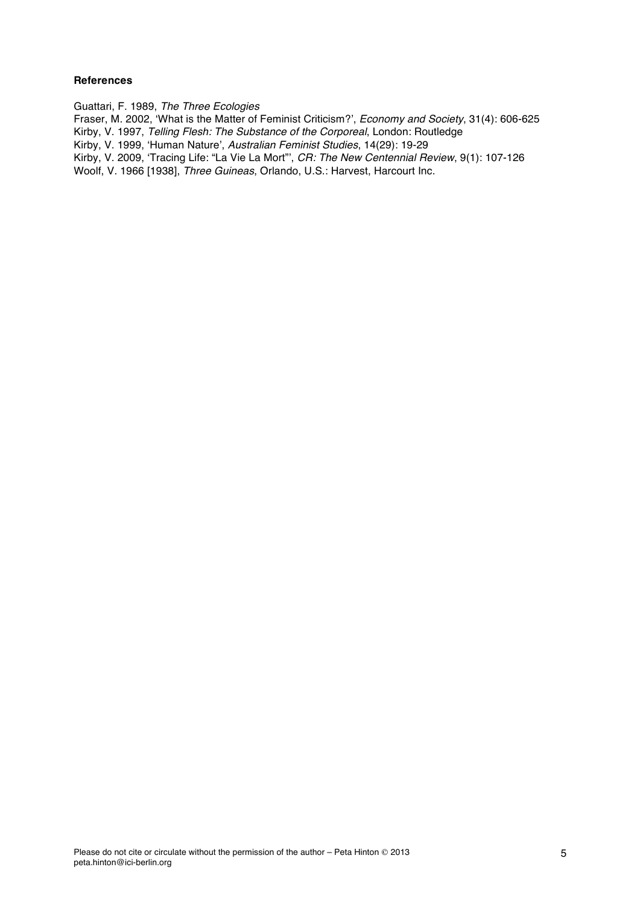**References**

Guattari, F. 1989, *The Three Ecologies*

Fraser, M. 2002, 'What is the Matter of Feminist Criticism?', *Economy and Society*, 31(4): 606-625

Kirby, V. 1997, *Telling Flesh: The Substance of the Corporeal*, London: Routledge

Kirby, V. 1999, 'Human Nature', *Australian Feminist Studies*, 14(29): 19-29

Kirby, V. 2009, 'Tracing Life: "La Vie La Mort"', *CR: The New Centennial Review*, 9(1): 107-126

Woolf, V. 1966 [1938], *Three Guineas*, Orlando, U.S.: Harvest, Harcourt Inc.